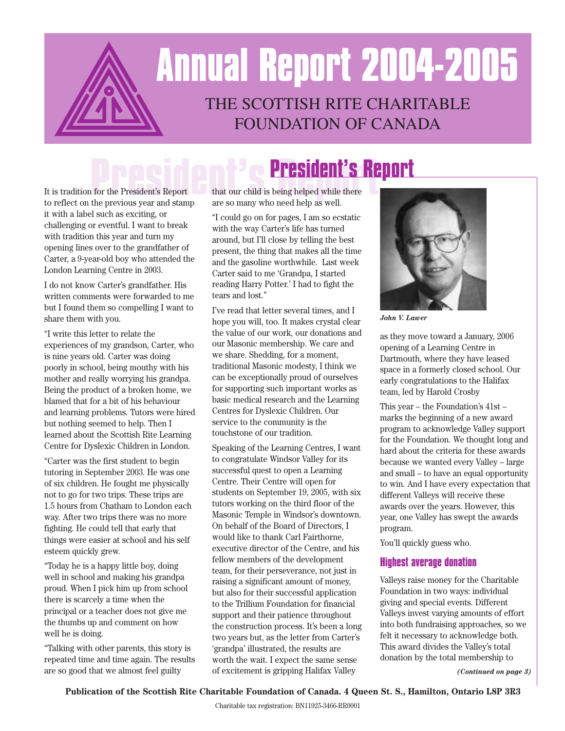# Annual Report 2004-2005

## THE SCOTTISH RITE CHARITABLE FOUNDATION OF CANADA

## President's Report

It is tradition for the President's Report to reflect on the previous year and stamp it with a label such as exciting, or challenging or eventful. I want to break with tradition this year and turn my opening lines over to the grandfather of Carter, a 9-year-old boy who attended the London Learning Centre in 2003.

I do not know Carter's grandfather. His written comments were forwarded to me but I found them so compelling I want to share them with you.

"I write this letter to relate the experiences of my grandson, Carter, who is nine years old. Carter was doing poorly in school, being mouthy with his mother and really worrying his grandpa. Being the product of a broken home, we blamed that for a bit of his behaviour and learning problems. Tutors were hired but nothing seemed to help. Then I learned about the Scottish Rite Learning Centre for Dyslexic Children in London.

"Carter was the first student to begin tutoring in September 2003. He was one of six children. He fought me physically not to go for two trips. These trips are 1.5 hours from Chatham to London each way. After two trips there was no more fighting. He could tell that early that things were easier at school and his self esteem quickly grew.

"Today he is a happy little boy, doing well in school and making his grandpa proud. When I pick him up from school there is scarcely a time when the principal or a teacher does not give me the thumbs up and comment on how well he is doing.

"Talking with other parents, this story is repeated time and time again. The results are so good that we almost feel guilty that our child is being helped while there are so many who need help as well.

"I could go on for pages, I am so ecstatic with the way Carter's life has turned around, but I'll close by telling the best present, the thing that makes all the time and the gasoline worthwhile. Last week Carter said to me 'Grandpa, I started reading Harry Potter.' I had to fight the tears and lost."

I've read that letter several times, and I hope you will, too. It makes crystal clear the value of our work, our donations and our Masonic membership. We care and we share. Shedding, for a moment, traditional Masonic modesty, I think we can be exceptionally proud of ourselves for supporting such important works as basic medical research and the Learning Centres for Dyslexic Children. Our service to the community is the touchstone of our tradition.

Speaking of the Learning Centres, I want to congratulate Windsor Valley for its successful quest to open a Learning Centre. Their Centre will open for students on September 19, 2005, with six tutors working on the third floor of the Masonic Temple in Windsor's downtown. On behalf of the Board of Directors, I would like to thank Carl Fairthorne, executive director of the Centre, and his fellow members of the development team, for their perseverance, not just in raising a significant amount of money, but also for their successful application to the Trillium Foundation for financial support and their patience throughout the construction process. It's been a long two years but, as the letter from Carter's 'grandpa' illustrated, the results are worth the wait. I expect the same sense of excitement is gripping Halifax Valley as they move toward a January, 2006 opening of a Learning Centre in Dartmouth, where they have leased space in a formerly closed school. Our early congratulations to the Halifax team, led by Harold Crosby

*John V. Lawer*

This year – the Foundation's 41st – marks the beginning of a new award program to acknowledge Valley support for the Foundation. We thought long and hard about the criteria for these awards because we wanted every Valley – large and small – to have an equal opportunity to win. And I have every expectation that different Valleys will receive these awards over the years. However, this year, one Valley has swept the awards program.

You'll quickly guess who.

### Highest average donation

Valleys raise money for the Charitable Foundation in two ways: individual giving and special events. Different Valleys invest varying amounts of effort into both fundraising approaches, so we felt it necessary to acknowledge both. This award divides the Valley's total donation by the total membership to

***(Continued on page 3)***

**Publication of the Scottish Rite Charitable Foundation of Canada. 4 Queen St. S., Hamilton, Ontario L8P 3R3**

Charitable tax registration: BN11925-3466-RR0001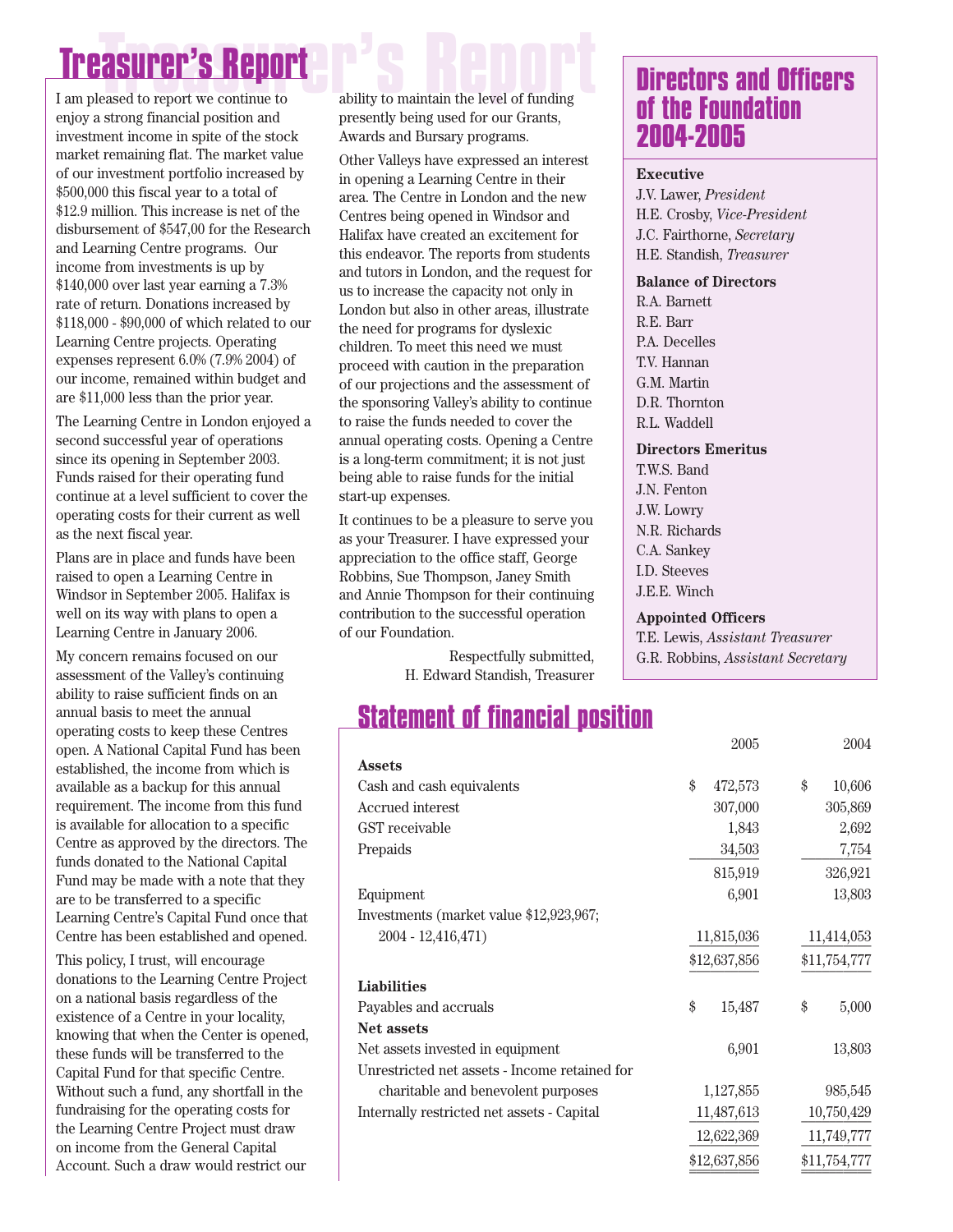# Treasurer's Report

I am pleased to report we continue to enjoy a strong financial position and investment income in spite of the stock market remaining flat. The market value of our investment portfolio increased by $500,000 this fiscal year to a total of $12.9 million. This increase is net of the disbursement of $547,00 for the Research and Learning Centre programs. Our income from investments is up by $140,000 over last year earning a 7.3% rate of return. Donations increased by $118,000 - $90,000 of which related to our Learning Centre projects. Operating expenses represent 6.0% (7.9% 2004) of our income, remained within budget and are $11,000 less than the prior year.

The Learning Centre in London enjoyed a second successful year of operations since its opening in September 2003. Funds raised for their operating fund continue at a level sufficient to cover the operating costs for their current as well as the next fiscal year.

Plans are in place and funds have been raised to open a Learning Centre in Windsor in September 2005. Halifax is well on its way with plans to open a Learning Centre in January 2006.

My concern remains focused on our assessment of the Valley's continuing ability to raise sufficient finds on an annual basis to meet the annual operating costs to keep these Centres open. A National Capital Fund has been established, the income from which is available as a backup for this annual requirement. The income from this fund is available for allocation to a specific Centre as approved by the directors. The funds donated to the National Capital Fund may be made with a note that they are to be transferred to a specific Learning Centre's Capital Fund once that Centre has been established and opened.

This policy, I trust, will encourage donations to the Learning Centre Project on a national basis regardless of the existence of a Centre in your locality, knowing that when the Center is opened, these funds will be transferred to the Capital Fund for that specific Centre. Without such a fund, any shortfall in the fundraising for the operating costs for the Learning Centre Project must draw on income from the General Capital Account. Such a draw would restrict our ability to maintain the level of funding presently being used for our Grants, Awards and Bursary programs.

Other Valleys have expressed an interest in opening a Learning Centre in their area. The Centre in London and the new Centres being opened in Windsor and Halifax have created an excitement for this endeavor. The reports from students and tutors in London, and the request for us to increase the capacity not only in London but also in other areas, illustrate the need for programs for dyslexic children. To meet this need we must proceed with caution in the preparation of our projections and the assessment of the sponsoring Valley's ability to continue to raise the funds needed to cover the annual operating costs. Opening a Centre is a long-term commitment; it is not just being able to raise funds for the initial start-up expenses.

It continues to be a pleasure to serve you as your Treasurer. I have expressed your appreciation to the office staff, George Robbins, Sue Thompson, Janey Smith and Annie Thompson for their continuing contribution to the successful operation of our Foundation.

Respectfully submitted,
H. Edward Standish, Treasurer

## Directors and Officers of the Foundation 2004-2005

**Executive**

J.V. Lawer, *President*
H.E. Crosby, *Vice-President*
J.C. Fairthorne, *Secretary*
H.E. Standish, *Treasurer*

**Balance of Directors**

R.A. Barnett
R.E. Barr
P.A. Decelles
T.V. Hannan
G.M. Martin
D.R. Thornton
R.L. Waddell

**Directors Emeritus**

T.W.S. Band
J.N. Fenton
J.W. Lowry
N.R. Richards
C.A. Sankey
I.D. Steeves
J.E.E. Winch

**Appointed Officers**

T.E. Lewis, *Assistant Treasurer*
G.R. Robbins, *Assistant Secretary*

## Statement of financial position

| | 2005 | 2004 |
|---|---|---|
| **Assets** | | |
| Cash and cash equivalents | $ 472,573 | $ 10,606 |
| Accrued interest | 307,000 | 305,869 |
| GST receivable | 1,843 | 2,692 |
| Prepaids | 34,503 | 7,754 |
| | 815,919 | 326,921 |
| Equipment | 6,901 | 13,803 |
| Investments (market value $12,923,967; 2004 - 12,416,471) | 11,815,036 | 11,414,053 |
| | $12,637,856 | $11,754,777 |
| **Liabilities** | | |
| Payables and accruals | $ 15,487 | $ 5,000 |
| **Net assets** | | |
| Net assets invested in equipment | 6,901 | 13,803 |
| Unrestricted net assets - Income retained for charitable and benevolent purposes | 1,127,855 | 985,545 |
| Internally restricted net assets - Capital | 11,487,613 | 10,750,429 |
| | 12,622,369 | 11,749,777 |
| | $12,637,856 | $11,754,777 |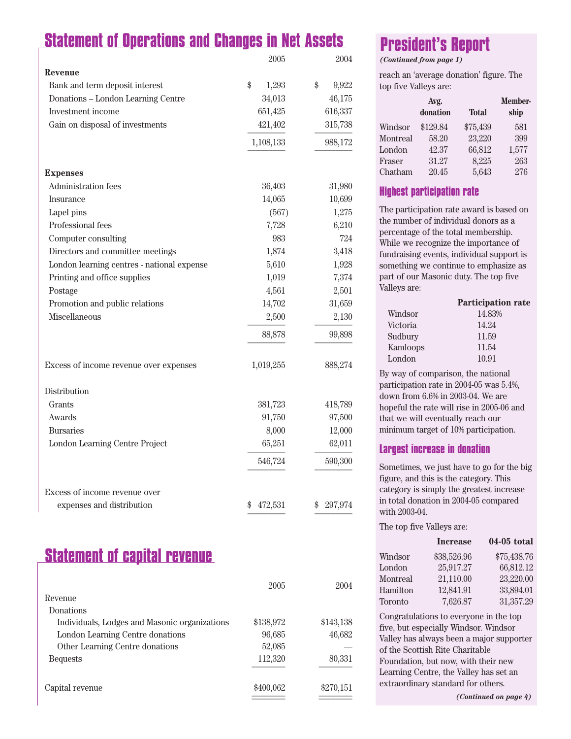## Statement of Operations and Changes in Net Assets

| | 2005 | 2004 |
|---|---|---|
| **Revenue** | | |
| Bank and term deposit interest | $ 1,293 | $ 9,922 |
| Donations – London Learning Centre | 34,013 | 46,175 |
| Investment income | 651,425 | 616,337 |
| Gain on disposal of investments | 421,402 | 315,738 |
| | 1,108,133 | 988,172 |
| **Expenses** | | |
| Administration fees | 36,403 | 31,980 |
| Insurance | 14,065 | 10,699 |
| Lapel pins | (567) | 1,275 |
| Professional fees | 7,728 | 6,210 |
| Computer consulting | 983 | 724 |
| Directors and committee meetings | 1,874 | 3,418 |
| London learning centres - national expense | 5,610 | 1,928 |
| Printing and office supplies | 1,019 | 7,374 |
| Postage | 4,561 | 2,501 |
| Promotion and public relations | 14,702 | 31,659 |
| Miscellaneous | 2,500 | 2,130 |
| | 88,878 | 99,898 |
| Excess of income revenue over expenses | 1,019,255 | 888,274 |
| Distribution | | |
| Grants | 381,723 | 418,789 |
| Awards | 91,750 | 97,500 |
| Bursaries | 8,000 | 12,000 |
| London Learning Centre Project | 65,251 | 62,011 |
| | 546,724 | 590,300 |
| Excess of income revenue over expenses and distribution | $ 472,531 | $ 297,974 |

## Statement of capital revenue

| | 2005 | 2004 |
|---|---|---|
| Revenue | | |
| Donations | | |
| Individuals, Lodges and Masonic organizations | $138,972 | $143,138 |
| London Learning Centre donations | 96,685 | 46,682 |
| Other Learning Centre donations | 52,085 | — |
| Bequests | 112,320 | 80,331 |
| Capital revenue | $400,062 | $270,151 |

## President's Report

*(Continued from page 1)*

reach an 'average donation' figure. The top five Valleys are:

| | Avg. donation | Total | Membership |
|---|---|---|---|
| Windsor | $129.84 | $75,439 | 581 |
| Montreal | 58.20 | 23,220 | 399 |
| London | 42.37 | 66,812 | 1,577 |
| Fraser | 31.27 | 8,225 | 263 |
| Chatham | 20.45 | 5,643 | 276 |

### Highest participation rate

The participation rate award is based on the number of individual donors as a percentage of the total membership. While we recognize the importance of fundraising events, individual support is something we continue to emphasize as part of our Masonic duty. The top five Valleys are:

| | Participation rate |
|---|---|
| Windsor | 14.83% |
| Victoria | 14.24 |
| Sudbury | 11.59 |
| Kamloops | 11.54 |
| London | 10.91 |

By way of comparison, the national participation rate in 2004-05 was 5.4%, down from 6.6% in 2003-04. We are hopeful the rate will rise in 2005-06 and that we will eventually reach our minimum target of 10% participation.

### Largest increase in donation

Sometimes, we just have to go for the big figure, and this is the category. This category is simply the greatest increase in total donation in 2004-05 compared with 2003-04.

The top five Valleys are:

| | Increase | 04-05 total |
|---|---|---|
| Windsor | $38,526.96 | $75,438.76 |
| London | 25,917.27 | 66,812.12 |
| Montreal | 21,110.00 | 23,220.00 |
| Hamilton | 12,841.91 | 33,894.01 |
| Toronto | 7,626.87 | 31,357.29 |

Congratulations to everyone in the top five, but especially Windsor. Windsor Valley has always been a major supporter of the Scottish Rite Charitable Foundation, but now, with their new Learning Centre, the Valley has set an extraordinary standard for others.

*(Continued on page 4)*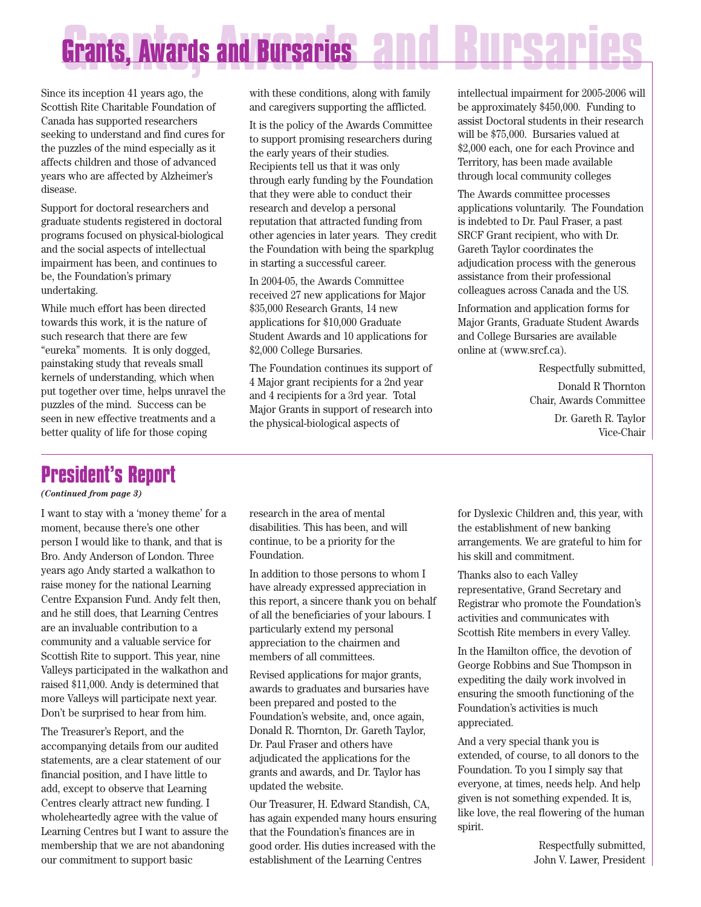# Grants, Awards and Bursaries

Since its inception 41 years ago, the Scottish Rite Charitable Foundation of Canada has supported researchers seeking to understand and find cures for the puzzles of the mind especially as it affects children and those of advanced years who are affected by Alzheimer's disease.

Support for doctoral researchers and graduate students registered in doctoral programs focused on physical-biological and the social aspects of intellectual impairment has been, and continues to be, the Foundation's primary undertaking.

While much effort has been directed towards this work, it is the nature of such research that there are few "eureka" moments. It is only dogged, painstaking study that reveals small kernels of understanding, which when put together over time, helps unravel the puzzles of the mind. Success can be seen in new effective treatments and a better quality of life for those coping with these conditions, along with family and caregivers supporting the afflicted.

It is the policy of the Awards Committee to support promising researchers during the early years of their studies. Recipients tell us that it was only through early funding by the Foundation that they were able to conduct their research and develop a personal reputation that attracted funding from other agencies in later years. They credit the Foundation with being the sparkplug in starting a successful career.

In 2004-05, the Awards Committee received 27 new applications for Major $35,000 Research Grants, 14 new applications for $10,000 Graduate Student Awards and 10 applications for $2,000 College Bursaries.

The Foundation continues its support of 4 Major grant recipients for a 2nd year and 4 recipients for a 3rd year. Total Major Grants in support of research into the physical-biological aspects of intellectual impairment for 2005-2006 will be approximately $450,000. Funding to assist Doctoral students in their research will be $75,000. Bursaries valued at $2,000 each, one for each Province and Territory, has been made available through local community colleges

The Awards committee processes applications voluntarily. The Foundation is indebted to Dr. Paul Fraser, a past SRCF Grant recipient, who with Dr. Gareth Taylor coordinates the adjudication process with the generous assistance from their professional colleagues across Canada and the US.

Information and application forms for Major Grants, Graduate Student Awards and College Bursaries are available online at (www.srcf.ca).

Respectfully submitted,

Donald R Thornton
Chair, Awards Committee

Dr. Gareth R. Taylor
Vice-Chair

# President's Report

***(Continued from page 3)***

I want to stay with a 'money theme' for a moment, because there's one other person I would like to thank, and that is Bro. Andy Anderson of London. Three years ago Andy started a walkathon to raise money for the national Learning Centre Expansion Fund. Andy felt then, and he still does, that Learning Centres are an invaluable contribution to a community and a valuable service for Scottish Rite to support. This year, nine Valleys participated in the walkathon and raised $11,000. Andy is determined that more Valleys will participate next year. Don't be surprised to hear from him.

The Treasurer's Report, and the accompanying details from our audited statements, are a clear statement of our financial position, and I have little to add, except to observe that Learning Centres clearly attract new funding. I wholeheartedly agree with the value of Learning Centres but I want to assure the membership that we are not abandoning our commitment to support basic research in the area of mental disabilities. This has been, and will continue, to be a priority for the Foundation.

In addition to those persons to whom I have already expressed appreciation in this report, a sincere thank you on behalf of all the beneficiaries of your labours. I particularly extend my personal appreciation to the chairmen and members of all committees.

Revised applications for major grants, awards to graduates and bursaries have been prepared and posted to the Foundation's website, and, once again, Donald R. Thornton, Dr. Gareth Taylor, Dr. Paul Fraser and others have adjudicated the applications for the grants and awards, and Dr. Taylor has updated the website.

Our Treasurer, H. Edward Standish, CA, has again expended many hours ensuring that the Foundation's finances are in good order. His duties increased with the establishment of the Learning Centres for Dyslexic Children and, this year, with the establishment of new banking arrangements. We are grateful to him for his skill and commitment.

Thanks also to each Valley representative, Grand Secretary and Registrar who promote the Foundation's activities and communicates with Scottish Rite members in every Valley.

In the Hamilton office, the devotion of George Robbins and Sue Thompson in expediting the daily work involved in ensuring the smooth functioning of the Foundation's activities is much appreciated.

And a very special thank you is extended, of course, to all donors to the Foundation. To you I simply say that everyone, at times, needs help. And help given is not something expended. It is, like love, the real flowering of the human spirit.

Respectfully submitted,
John V. Lawer, President